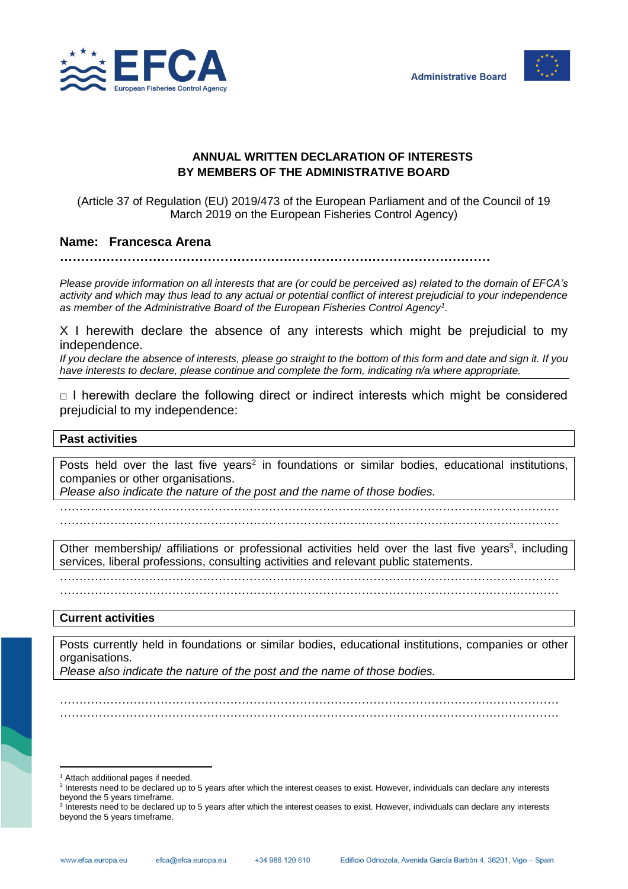EFCA
European Fisheries Control Agency

Administrative Board

# ANNUAL WRITTEN DECLARATION OF INTERESTS BY MEMBERS OF THE ADMINISTRATIVE BOARD

(Article 37 of Regulation (EU) 2019/473 of the European Parliament and of the Council of 19 March 2019 on the European Fisheries Control Agency)

**Name: Francesca Arena**

**…………………………………………………………………………………………**

*Please provide information on all interests that are (or could be perceived as) related to the domain of EFCA's activity and which may thus lead to any actual or potential conflict of interest prejudicial to your independence as member of the Administrative Board of the European Fisheries Control Agency*[1].

X I herewith declare the absence of any interests which might be prejudicial to my independence.

*If you declare the absence of interests, please go straight to the bottom of this form and date and sign it. If you have interests to declare, please continue and complete the form, indicating n/a where appropriate.*

□ I herewith declare the following direct or indirect interests which might be considered prejudicial to my independence:

**Past activities**

Posts held over the last five years[2] in foundations or similar bodies, educational institutions, companies or other organisations.
*Please also indicate the nature of the post and the name of those bodies.*

……………………………………………………………………………………………………………
……………………………………………………………………………………………………………

Other membership/ affiliations or professional activities held over the last five years[3], including services, liberal professions, consulting activities and relevant public statements.

……………………………………………………………………………………………………………
……………………………………………………………………………………………………………

**Current activities**

Posts currently held in foundations or similar bodies, educational institutions, companies or other organisations.
*Please also indicate the nature of the post and the name of those bodies.*

……………………………………………………………………………………………………………
……………………………………………………………………………………………………………

[1] Attach additional pages if needed.
[2] Interests need to be declared up to 5 years after which the interest ceases to exist. However, individuals can declare any interests beyond the 5 years timeframe.
[3] Interests need to be declared up to 5 years after which the interest ceases to exist. However, individuals can declare any interests beyond the 5 years timeframe.

www.efca.europa.eu efca@efca.europa.eu +34 986 120 610 Edificio Odriozola, Avenida García Barbón 4, 36201, Vigo – Spain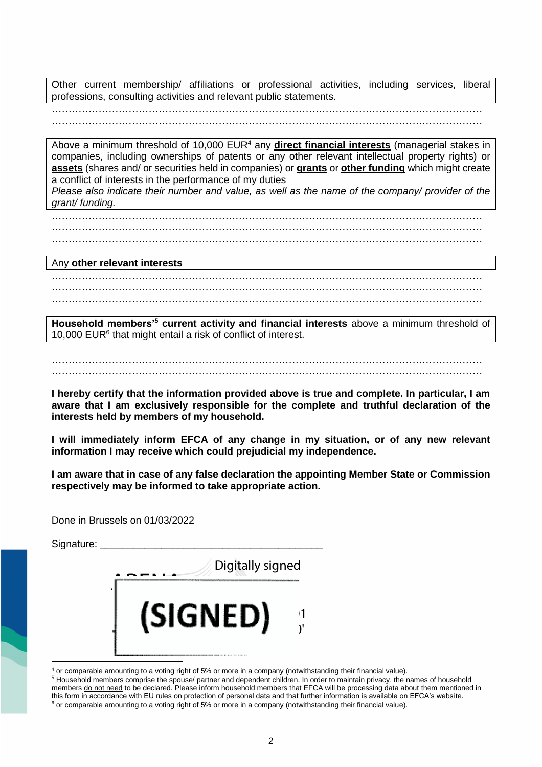Other current membership/ affiliations or professional activities, including services, liberal professions, consulting activities and relevant public statements.

……………………………………………………………………………………………………………
……………………………………………………………………………………………………………

Above a minimum threshold of 10,000 EUR[4] any **direct financial interests** (managerial stakes in companies, including ownerships of patents or any other relevant intellectual property rights) or **assets** (shares and/ or securities held in companies) or **grants** or **other funding** which might create a conflict of interests in the performance of my duties
*Please also indicate their number and value, as well as the name of the company/ provider of the grant/ funding.*

……………………………………………………………………………………………………………
……………………………………………………………………………………………………………
……………………………………………………………………………………………………………

Any **other relevant interests**

……………………………………………………………………………………………………………
……………………………………………………………………………………………………………
……………………………………………………………………………………………………………

**Household members'[5] current activity and financial interests** above a minimum threshold of 10,000 EUR[6] that might entail a risk of conflict of interest.

……………………………………………………………………………………………………………
……………………………………………………………………………………………………………

**I hereby certify that the information provided above is true and complete. In particular, I am aware that I am exclusively responsible for the complete and truthful declaration of the interests held by members of my household.**

**I will immediately inform EFCA of any change in my situation, or of any new relevant information I may receive which could prejudicial my independence.**

**I am aware that in case of any false declaration the appointing Member State or Commission respectively may be informed to take appropriate action.**

Done in Brussels on 01/03/2022

Signature: ______________________________________

Digitally signed

(SIGNED)

[4] or comparable amounting to a voting right of 5% or more in a company (notwithstanding their financial value).

[5] Household members comprise the spouse/ partner and dependent children. In order to maintain privacy, the names of household members do not need to be declared. Please inform household members that EFCA will be processing data about them mentioned in this form in accordance with EU rules on protection of personal data and that further information is available on EFCA's website.

[6] or comparable amounting to a voting right of 5% or more in a company (notwithstanding their financial value).